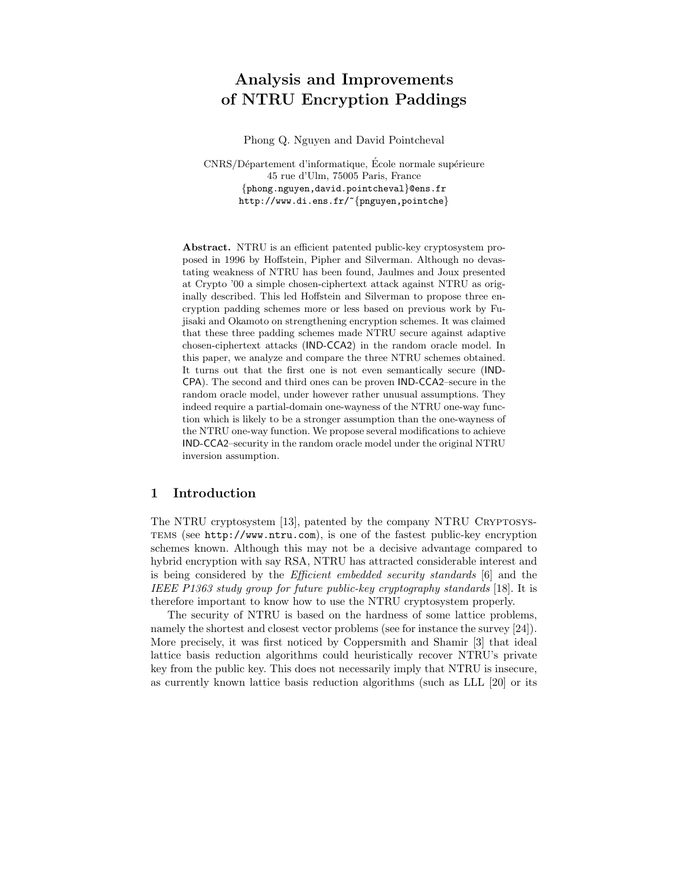# Analysis and Improvements of NTRU Encryption Paddings

Phong Q. Nguyen and David Pointcheval

CNRS/Département d'informatique, École normale supérieure
45 rue d'Ulm, 75005 Paris, France
{phong.nguyen,david.pointcheval}@ens.fr
http://www.di.ens.fr/~{pnguyen,pointche}

**Abstract.** NTRU is an efficient patented public-key cryptosystem proposed in 1996 by Hoffstein, Pipher and Silverman. Although no devastating weakness of NTRU has been found, Jaulmes and Joux presented at Crypto '00 a simple chosen-ciphertext attack against NTRU as originally described. This led Hoffstein and Silverman to propose three encryption padding schemes more or less based on previous work by Fujisaki and Okamoto on strengthening encryption schemes. It was claimed that these three padding schemes made NTRU secure against adaptive chosen-ciphertext attacks (IND-CCA2) in the random oracle model. In this paper, we analyze and compare the three NTRU schemes obtained. It turns out that the first one is not even semantically secure (IND-CPA). The second and third ones can be proven IND-CCA2–secure in the random oracle model, under however rather unusual assumptions. They indeed require a partial-domain one-wayness of the NTRU one-way function which is likely to be a stronger assumption than the one-wayness of the NTRU one-way function. We propose several modifications to achieve IND-CCA2–security in the random oracle model under the original NTRU inversion assumption.

## 1 Introduction

The NTRU cryptosystem [13], patented by the company NTRU Cryptosystems (see http://www.ntru.com), is one of the fastest public-key encryption schemes known. Although this may not be a decisive advantage compared to hybrid encryption with say RSA, NTRU has attracted considerable interest and is being considered by the *Efficient embedded security standards* [6] and the *IEEE P1363 study group for future public-key cryptography standards* [18]. It is therefore important to know how to use the NTRU cryptosystem properly.

The security of NTRU is based on the hardness of some lattice problems, namely the shortest and closest vector problems (see for instance the survey [24]). More precisely, it was first noticed by Coppersmith and Shamir [3] that ideal lattice basis reduction algorithms could heuristically recover NTRU's private key from the public key. This does not necessarily imply that NTRU is insecure, as currently known lattice basis reduction algorithms (such as LLL [20] or its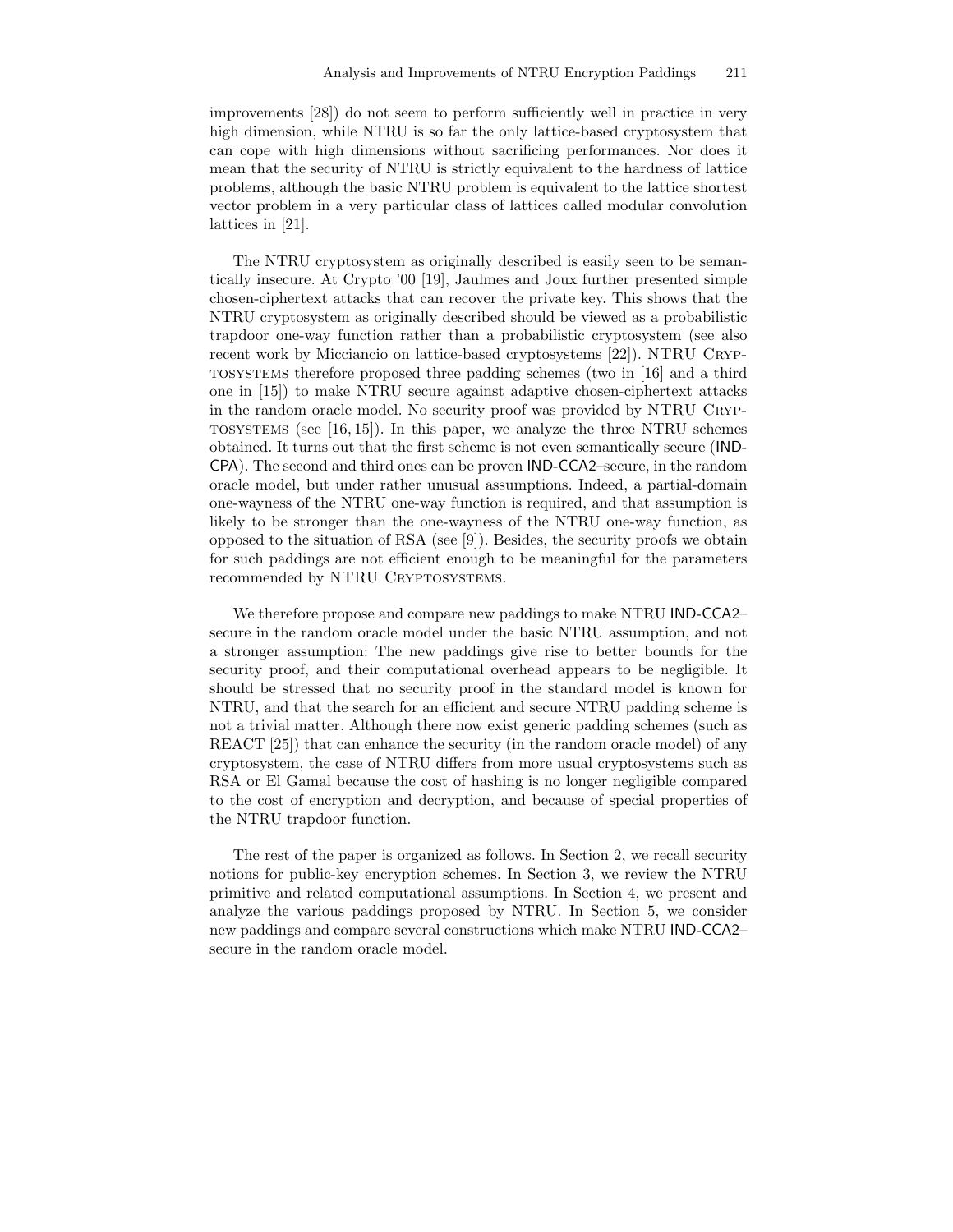improvements [28]) do not seem to perform sufficiently well in practice in very high dimension, while NTRU is so far the only lattice-based cryptosystem that can cope with high dimensions without sacrificing performances. Nor does it mean that the security of NTRU is strictly equivalent to the hardness of lattice problems, although the basic NTRU problem is equivalent to the lattice shortest vector problem in a very particular class of lattices called modular convolution lattices in [21].

The NTRU cryptosystem as originally described is easily seen to be semantically insecure. At Crypto '00 [19], Jaulmes and Joux further presented simple chosen-ciphertext attacks that can recover the private key. This shows that the NTRU cryptosystem as originally described should be viewed as a probabilistic trapdoor one-way function rather than a probabilistic cryptosystem (see also recent work by Micciancio on lattice-based cryptosystems [22]). NTRU Cryptosystems therefore proposed three padding schemes (two in [16] and a third one in [15]) to make NTRU secure against adaptive chosen-ciphertext attacks in the random oracle model. No security proof was provided by NTRU Cryptosystems (see [16, 15]). In this paper, we analyze the three NTRU schemes obtained. It turns out that the first scheme is not even semantically secure (IND-CPA). The second and third ones can be proven IND-CCA2–secure, in the random oracle model, but under rather unusual assumptions. Indeed, a partial-domain one-wayness of the NTRU one-way function is required, and that assumption is likely to be stronger than the one-wayness of the NTRU one-way function, as opposed to the situation of RSA (see [9]). Besides, the security proofs we obtain for such paddings are not efficient enough to be meaningful for the parameters recommended by NTRU Cryptosystems.

We therefore propose and compare new paddings to make NTRU IND-CCA2–secure in the random oracle model under the basic NTRU assumption, and not a stronger assumption: The new paddings give rise to better bounds for the security proof, and their computational overhead appears to be negligible. It should be stressed that no security proof in the standard model is known for NTRU, and that the search for an efficient and secure NTRU padding scheme is not a trivial matter. Although there now exist generic padding schemes (such as REACT [25]) that can enhance the security (in the random oracle model) of any cryptosystem, the case of NTRU differs from more usual cryptosystems such as RSA or El Gamal because the cost of hashing is no longer negligible compared to the cost of encryption and decryption, and because of special properties of the NTRU trapdoor function.

The rest of the paper is organized as follows. In Section 2, we recall security notions for public-key encryption schemes. In Section 3, we review the NTRU primitive and related computational assumptions. In Section 4, we present and analyze the various paddings proposed by NTRU. In Section 5, we consider new paddings and compare several constructions which make NTRU IND-CCA2–secure in the random oracle model.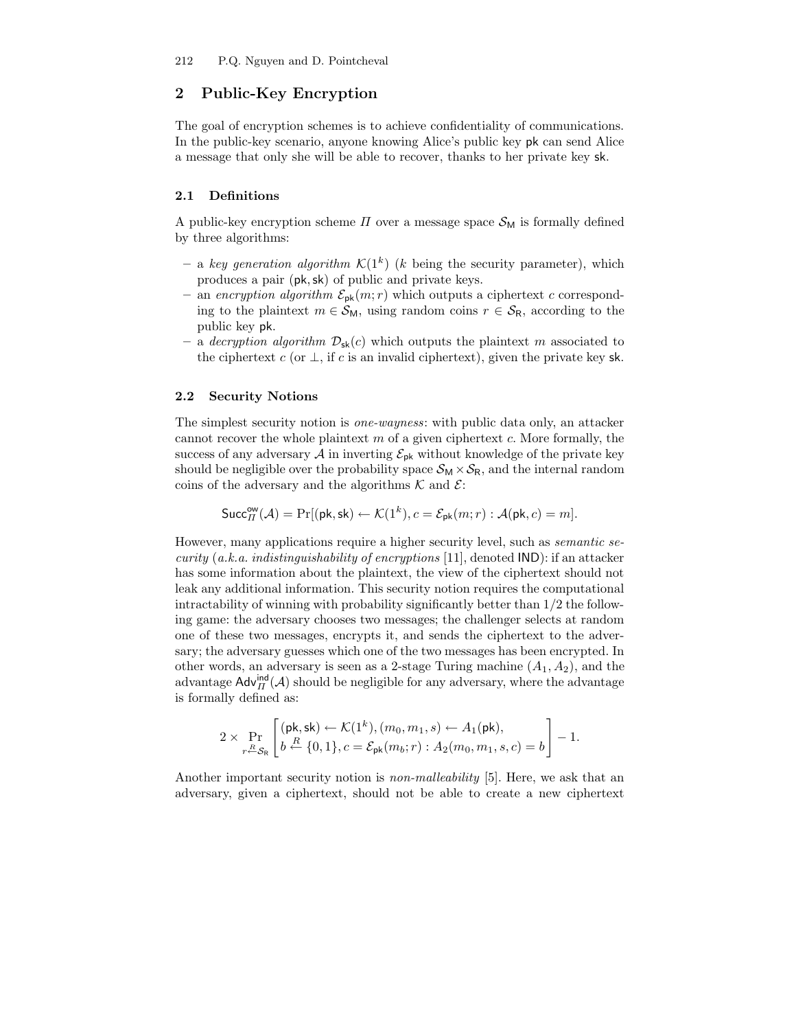## 2 Public-Key Encryption

The goal of encryption schemes is to achieve confidentiality of communications. In the public-key scenario, anyone knowing Alice's public key $\mathsf{pk}$ can send Alice a message that only she will be able to recover, thanks to her private key $\mathsf{sk}$.

### 2.1 Definitions

A public-key encryption scheme $\Pi$ over a message space $\mathcal{S}_\mathsf{M}$ is formally defined by three algorithms:

- a *key generation algorithm* $\mathcal{K}(1^k)$ ($k$ being the security parameter), which produces a pair $(\mathsf{pk}, \mathsf{sk})$ of public and private keys.
- an *encryption algorithm* $\mathcal{E}_\mathsf{pk}(m; r)$ which outputs a ciphertext $c$ corresponding to the plaintext $m \in \mathcal{S}_\mathsf{M}$, using random coins $r \in \mathcal{S}_\mathsf{R}$, according to the public key $\mathsf{pk}$.
- a *decryption algorithm* $\mathcal{D}_\mathsf{sk}(c)$ which outputs the plaintext $m$ associated to the ciphertext $c$ (or $\perp$, if $c$ is an invalid ciphertext), given the private key $\mathsf{sk}$.

### 2.2 Security Notions

The simplest security notion is *one-wayness*: with public data only, an attacker cannot recover the whole plaintext $m$ of a given ciphertext $c$. More formally, the success of any adversary $\mathcal{A}$ in inverting $\mathcal{E}_\mathsf{pk}$ without knowledge of the private key should be negligible over the probability space $\mathcal{S}_\mathsf{M} \times \mathcal{S}_\mathsf{R}$, and the internal random coins of the adversary and the algorithms $\mathcal{K}$ and $\mathcal{E}$:

$$\mathsf{Succ}_\Pi^\mathsf{ow}(\mathcal{A}) = \Pr[(\mathsf{pk}, \mathsf{sk}) \leftarrow \mathcal{K}(1^k), c = \mathcal{E}_\mathsf{pk}(m; r) : \mathcal{A}(\mathsf{pk}, c) = m].$$

However, many applications require a higher security level, such as *semantic security* (*a.k.a. indistinguishability of encryptions* [11], denoted $\mathsf{IND}$): if an attacker has some information about the plaintext, the view of the ciphertext should not leak any additional information. This security notion requires the computational intractability of winning with probability significantly better than $1/2$ the following game: the adversary chooses two messages; the challenger selects at random one of these two messages, encrypts it, and sends the ciphertext to the adversary; the adversary guesses which one of the two messages has been encrypted. In other words, an adversary is seen as a 2-stage Turing machine $(A_1, A_2)$, and the advantage $\mathsf{Adv}_\Pi^\mathsf{ind}(\mathcal{A})$ should be negligible for any adversary, where the advantage is formally defined as:

$$2 \times \Pr_{r \overset{R}{\leftarrow} \mathcal{S}_\mathsf{R}} \left[ \begin{array}{l} (\mathsf{pk}, \mathsf{sk}) \leftarrow \mathcal{K}(1^k), (m_0, m_1, s) \leftarrow A_1(\mathsf{pk}), \\ b \overset{R}{\leftarrow} \{0, 1\}, c = \mathcal{E}_\mathsf{pk}(m_b; r) : A_2(m_0, m_1, s, c) = b \end{array} \right] - 1.$$

Another important security notion is *non-malleability* [5]. Here, we ask that an adversary, given a ciphertext, should not be able to create a new ciphertext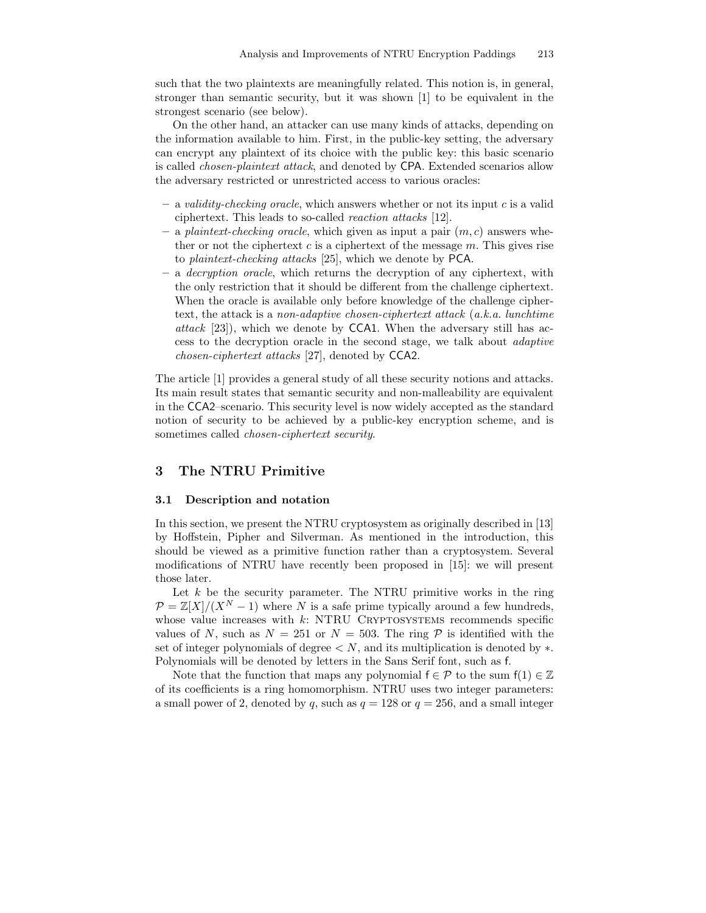such that the two plaintexts are meaningfully related. This notion is, in general, stronger than semantic security, but it was shown [1] to be equivalent in the strongest scenario (see below).

On the other hand, an attacker can use many kinds of attacks, depending on the information available to him. First, in the public-key setting, the adversary can encrypt any plaintext of its choice with the public key: this basic scenario is called *chosen-plaintext attack*, and denoted by CPA. Extended scenarios allow the adversary restricted or unrestricted access to various oracles:

- a *validity-checking oracle*, which answers whether or not its input $c$ is a valid ciphertext. This leads to so-called *reaction attacks* [12].
- a *plaintext-checking oracle*, which given as input a pair $(m, c)$ answers whether or not the ciphertext $c$ is a ciphertext of the message $m$. This gives rise to *plaintext-checking attacks* [25], which we denote by PCA.
- a *decryption oracle*, which returns the decryption of any ciphertext, with the only restriction that it should be different from the challenge ciphertext. When the oracle is available only before knowledge of the challenge ciphertext, the attack is a *non-adaptive chosen-ciphertext attack* (*a.k.a. lunchtime attack* [23]), which we denote by CCA1. When the adversary still has access to the decryption oracle in the second stage, we talk about *adaptive chosen-ciphertext attacks* [27], denoted by CCA2.

The article [1] provides a general study of all these security notions and attacks. Its main result states that semantic security and non-malleability are equivalent in the CCA2–scenario. This security level is now widely accepted as the standard notion of security to be achieved by a public-key encryption scheme, and is sometimes called *chosen-ciphertext security*.

## 3 The NTRU Primitive

### 3.1 Description and notation

In this section, we present the NTRU cryptosystem as originally described in [13] by Hoffstein, Pipher and Silverman. As mentioned in the introduction, this should be viewed as a primitive function rather than a cryptosystem. Several modifications of NTRU have recently been proposed in [15]: we will present those later.

Let $k$ be the security parameter. The NTRU primitive works in the ring $\mathcal{P} = \mathbb{Z}[X]/(X^N - 1)$ where $N$ is a safe prime typically around a few hundreds, whose value increases with $k$: NTRU Cryptosystems recommends specific values of $N$, such as $N = 251$ or $N = 503$. The ring $\mathcal{P}$ is identified with the set of integer polynomials of degree $< N$, and its multiplication is denoted by $*$. Polynomials will be denoted by letters in the Sans Serif font, such as $\mathsf{f}$.

Note that the function that maps any polynomial $\mathsf{f} \in \mathcal{P}$ to the sum $\mathsf{f}(1) \in \mathbb{Z}$ of its coefficients is a ring homomorphism. NTRU uses two integer parameters: a small power of 2, denoted by $q$, such as $q = 128$ or $q = 256$, and a small integer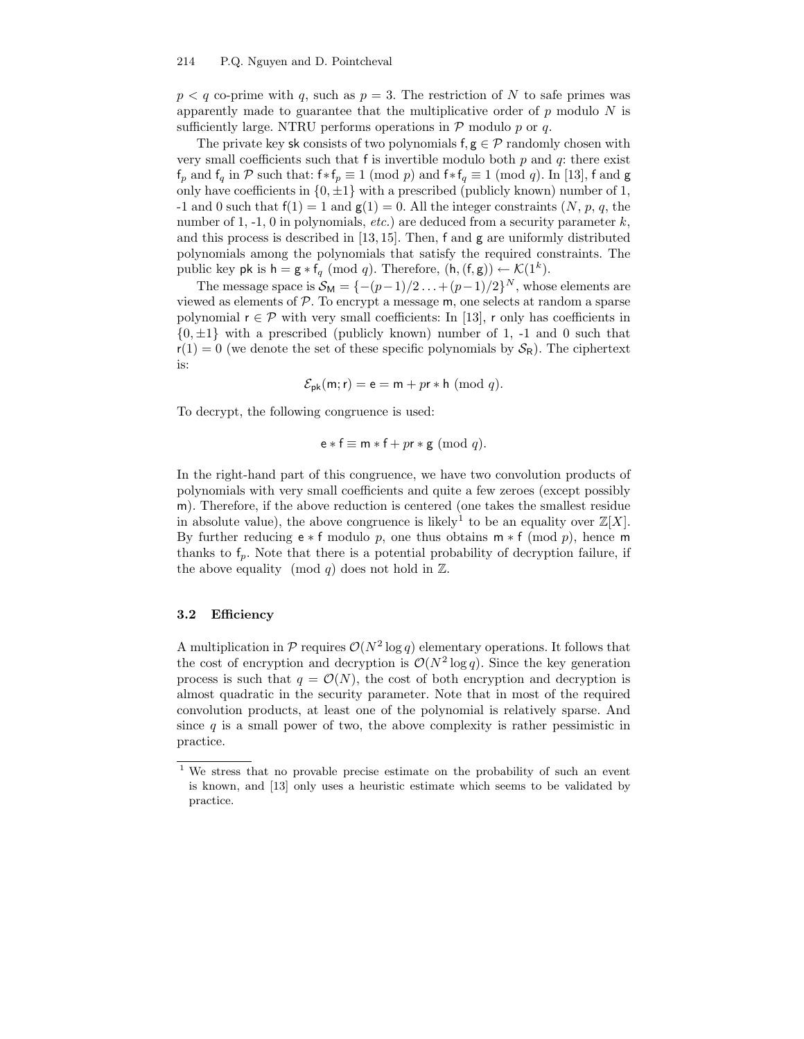$p < q$ co-prime with $q$, such as $p = 3$. The restriction of $N$ to safe primes was apparently made to guarantee that the multiplicative order of $p$ modulo $N$ is sufficiently large. NTRU performs operations in $\mathcal{P}$ modulo $p$ or $q$.

The private key $\mathsf{sk}$ consists of two polynomials $\mathsf{f}, \mathsf{g} \in \mathcal{P}$ randomly chosen with very small coefficients such that $\mathsf{f}$ is invertible modulo both $p$ and $q$: there exist $\mathsf{f}_p$ and $\mathsf{f}_q$ in $\mathcal{P}$ such that: $\mathsf{f} * \mathsf{f}_p \equiv 1 \pmod p$ and $\mathsf{f} * \mathsf{f}_q \equiv 1 \pmod q$. In [13], $\mathsf{f}$ and $\mathsf{g}$ only have coefficients in $\{0, \pm 1\}$ with a prescribed (publicly known) number of 1, -1 and 0 such that $\mathsf{f}(1) = 1$ and $\mathsf{g}(1) = 0$. All the integer constraints ($N$, $p$, $q$, the number of 1, -1, 0 in polynomials, *etc.*) are deduced from a security parameter $k$, and this process is described in [13, 15]. Then, $\mathsf{f}$ and $\mathsf{g}$ are uniformly distributed polynomials among the polynomials that satisfy the required constraints. The public key $\mathsf{pk}$ is $\mathsf{h} = \mathsf{g} * \mathsf{f}_q \pmod q$. Therefore, $(\mathsf{h}, (\mathsf{f}, \mathsf{g})) \leftarrow \mathcal{K}(1^k)$.

The message space is $\mathcal{S}_{\mathsf{M}} = \{-(p-1)/2 \ldots +(p-1)/2\}^N$, whose elements are viewed as elements of $\mathcal{P}$. To encrypt a message $\mathsf{m}$, one selects at random a sparse polynomial $\mathsf{r} \in \mathcal{P}$ with very small coefficients: In [13], $\mathsf{r}$ only has coefficients in $\{0, \pm 1\}$ with a prescribed (publicly known) number of 1, -1 and 0 such that $\mathsf{r}(1) = 0$ (we denote the set of these specific polynomials by $\mathcal{S}_{\mathsf{R}}$). The ciphertext is:

$$\mathcal{E}_{\mathsf{pk}}(\mathsf{m}; \mathsf{r}) = \mathsf{e} = \mathsf{m} + p\mathsf{r} * \mathsf{h} \pmod q.$$

To decrypt, the following congruence is used:

$$\mathsf{e} * \mathsf{f} \equiv \mathsf{m} * \mathsf{f} + p\mathsf{r} * \mathsf{g} \pmod q.$$

In the right-hand part of this congruence, we have two convolution products of polynomials with very small coefficients and quite a few zeroes (except possibly $\mathsf{m}$). Therefore, if the above reduction is centered (one takes the smallest residue in absolute value), the above congruence is likely[1] to be an equality over $\mathbb{Z}[X]$. By further reducing $\mathsf{e} * \mathsf{f}$ modulo $p$, one thus obtains $\mathsf{m} * \mathsf{f} \pmod p$, hence $\mathsf{m}$ thanks to $\mathsf{f}_p$. Note that there is a potential probability of decryption failure, if the above equality $\pmod q$ does not hold in $\mathbb{Z}$.

### 3.2 Efficiency

A multiplication in $\mathcal{P}$ requires $\mathcal{O}(N^2 \log q)$ elementary operations. It follows that the cost of encryption and decryption is $\mathcal{O}(N^2 \log q)$. Since the key generation process is such that $q = \mathcal{O}(N)$, the cost of both encryption and decryption is almost quadratic in the security parameter. Note that in most of the required convolution products, at least one of the polynomial is relatively sparse. And since $q$ is a small power of two, the above complexity is rather pessimistic in practice.

[1] We stress that no provable precise estimate on the probability of such an event is known, and [13] only uses a heuristic estimate which seems to be validated by practice.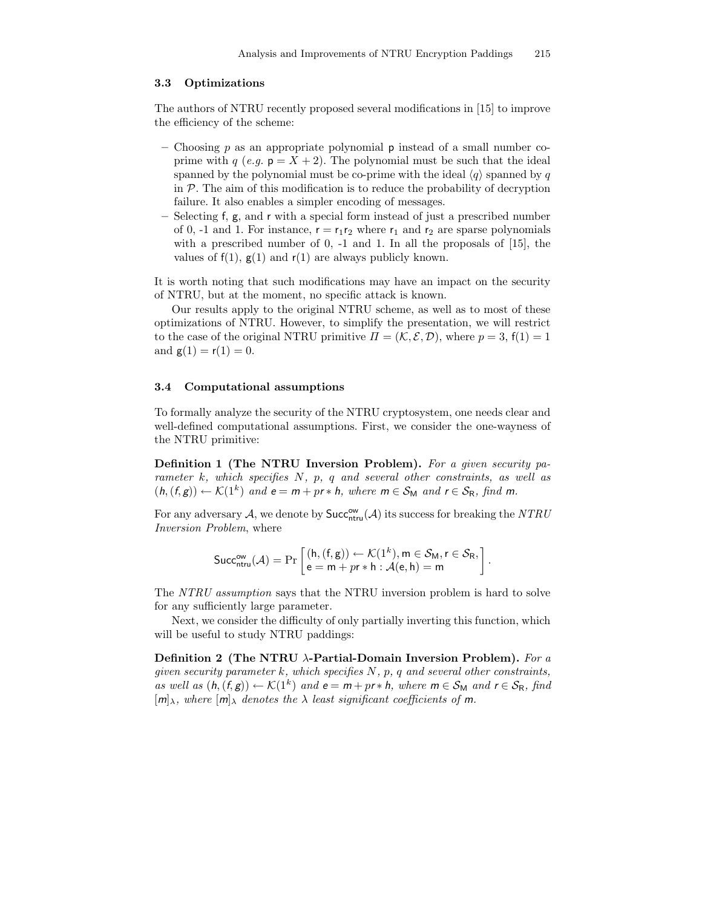### 3.3 Optimizations

The authors of NTRU recently proposed several modifications in [15] to improve the efficiency of the scheme:

- Choosing $p$ as an appropriate polynomial $\mathsf{p}$ instead of a small number co-prime with $q$ (*e.g.* $\mathsf{p} = X + 2$). The polynomial must be such that the ideal spanned by the polynomial must be co-prime with the ideal $\langle q \rangle$ spanned by $q$ in $\mathcal{P}$. The aim of this modification is to reduce the probability of decryption failure. It also enables a simpler encoding of messages.
- Selecting $\mathsf{f}$, $\mathsf{g}$, and $\mathsf{r}$ with a special form instead of just a prescribed number of 0, -1 and 1. For instance, $\mathsf{r} = \mathsf{r}_1\mathsf{r}_2$ where $\mathsf{r}_1$ and $\mathsf{r}_2$ are sparse polynomials with a prescribed number of 0, -1 and 1. In all the proposals of [15], the values of $\mathsf{f}(1)$, $\mathsf{g}(1)$ and $\mathsf{r}(1)$ are always publicly known.

It is worth noting that such modifications may have an impact on the security of NTRU, but at the moment, no specific attack is known.

Our results apply to the original NTRU scheme, as well as to most of these optimizations of NTRU. However, to simplify the presentation, we will restrict to the case of the original NTRU primitive $\Pi = (\mathcal{K}, \mathcal{E}, \mathcal{D})$, where $p = 3$, $\mathsf{f}(1) = 1$ and $\mathsf{g}(1) = \mathsf{r}(1) = 0$.

### 3.4 Computational assumptions

To formally analyze the security of the NTRU cryptosystem, one needs clear and well-defined computational assumptions. First, we consider the one-wayness of the NTRU primitive:

**Definition 1 (The NTRU Inversion Problem).** *For a given security parameter $k$, which specifies $N$, $p$, $q$ and several other constraints, as well as $(\mathsf{h}, (\mathsf{f}, \mathsf{g})) \leftarrow \mathcal{K}(1^k)$ and $\mathsf{e} = \mathsf{m} + p\mathsf{r} * \mathsf{h}$, where $\mathsf{m} \in \mathcal{S}_\mathsf{M}$ and $\mathsf{r} \in \mathcal{S}_\mathsf{R}$, find $\mathsf{m}$.*

For any adversary $\mathcal{A}$, we denote by $\mathsf{Succ}^{\mathsf{ow}}_{\mathsf{ntru}}(\mathcal{A})$ its success for breaking the *NTRU Inversion Problem*, where

$$\mathsf{Succ}^{\mathsf{ow}}_{\mathsf{ntru}}(\mathcal{A}) = \Pr\left[\begin{array}{l}(\mathsf{h}, (\mathsf{f}, \mathsf{g})) \leftarrow \mathcal{K}(1^k), \mathsf{m} \in \mathcal{S}_\mathsf{M}, \mathsf{r} \in \mathcal{S}_\mathsf{R}, \\ \mathsf{e} = \mathsf{m} + p\mathsf{r} * \mathsf{h} : \mathcal{A}(\mathsf{e}, \mathsf{h}) = \mathsf{m}\end{array}\right].$$

The *NTRU assumption* says that the NTRU inversion problem is hard to solve for any sufficiently large parameter.

Next, we consider the difficulty of only partially inverting this function, which will be useful to study NTRU paddings:

**Definition 2 (The NTRU $\lambda$-Partial-Domain Inversion Problem).** *For a given security parameter $k$, which specifies $N$, $p$, $q$ and several other constraints, as well as $(\mathsf{h}, (\mathsf{f}, \mathsf{g})) \leftarrow \mathcal{K}(1^k)$ and $\mathsf{e} = \mathsf{m} + p\mathsf{r} * \mathsf{h}$, where $\mathsf{m} \in \mathcal{S}_\mathsf{M}$ and $\mathsf{r} \in \mathcal{S}_\mathsf{R}$, find $[\mathsf{m}]_\lambda$, where $[\mathsf{m}]_\lambda$ denotes the $\lambda$ least significant coefficients of $\mathsf{m}$.*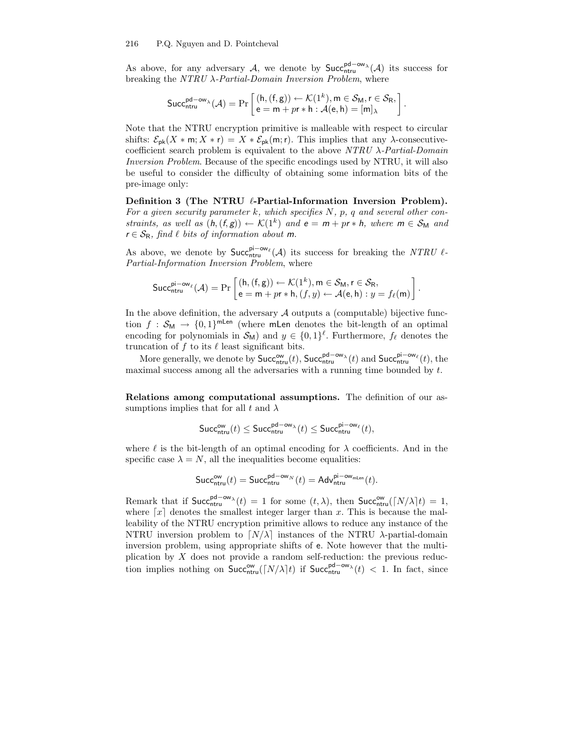As above, for any adversary $\mathcal{A}$, we denote by $\mathsf{Succ}^{\mathsf{pd-ow}_\lambda}_{\mathsf{ntru}}(\mathcal{A})$ its success for breaking the *NTRU $\lambda$-Partial-Domain Inversion Problem*, where

$$\mathsf{Succ}^{\mathsf{pd-ow}_\lambda}_{\mathsf{ntru}}(\mathcal{A}) = \Pr\left[\begin{array}{l}(\mathsf{h},(\mathsf{f},\mathsf{g})) \leftarrow \mathcal{K}(1^k), \mathsf{m} \in \mathcal{S}_\mathsf{M}, \mathsf{r} \in \mathcal{S}_\mathsf{R},\\ \mathsf{e} = \mathsf{m} + p\mathsf{r} * \mathsf{h} : \mathcal{A}(\mathsf{e},\mathsf{h}) = [\mathsf{m}]_\lambda\end{array}\right].$$

Note that the NTRU encryption primitive is malleable with respect to circular shifts: $\mathcal{E}_{\mathsf{pk}}(X * \mathsf{m}; X * \mathsf{r}) = X * \mathcal{E}_{\mathsf{pk}}(\mathsf{m};\mathsf{r})$. This implies that any $\lambda$-consecutive-coefficient search problem is equivalent to the above *NTRU $\lambda$-Partial-Domain Inversion Problem*. Because of the specific encodings used by NTRU, it will also be useful to consider the difficulty of obtaining some information bits of the pre-image only:

**Definition 3 (The NTRU $\ell$-Partial-Information Inversion Problem).** *For a given security parameter $k$, which specifies $N$, $p$, $q$ and several other constraints, as well as $(h,(f,g)) \leftarrow \mathcal{K}(1^k)$ and $e = m + pr * h$, where $m \in \mathcal{S}_\mathsf{M}$ and $r \in \mathcal{S}_\mathsf{R}$, find $\ell$ bits of information about $m$.*

As above, we denote by $\mathsf{Succ}^{\mathsf{pi-ow}_\ell}_{\mathsf{ntru}}(\mathcal{A})$ its success for breaking the *NTRU $\ell$-Partial-Information Inversion Problem*, where

$$\mathsf{Succ}^{\mathsf{pi-ow}_\ell}_{\mathsf{ntru}}(\mathcal{A}) = \Pr\left[\begin{array}{l}(\mathsf{h},(\mathsf{f},\mathsf{g})) \leftarrow \mathcal{K}(1^k), \mathsf{m} \in \mathcal{S}_\mathsf{M}, \mathsf{r} \in \mathcal{S}_\mathsf{R},\\ \mathsf{e} = \mathsf{m} + p\mathsf{r} * \mathsf{h}, (f,y) \leftarrow \mathcal{A}(\mathsf{e},\mathsf{h}) : y = f_\ell(\mathsf{m})\end{array}\right].$$

In the above definition, the adversary $\mathcal{A}$ outputs a (computable) bijective function $f : \mathcal{S}_\mathsf{M} \rightarrow \{0,1\}^{\mathsf{mLen}}$ (where $\mathsf{mLen}$ denotes the bit-length of an optimal encoding for polynomials in $\mathcal{S}_\mathsf{M}$) and $y \in \{0,1\}^\ell$. Furthermore, $f_\ell$ denotes the truncation of $f$ to its $\ell$ least significant bits.

More generally, we denote by $\mathsf{Succ}^{\mathsf{ow}}_{\mathsf{ntru}}(t)$, $\mathsf{Succ}^{\mathsf{pd-ow}_\lambda}_{\mathsf{ntru}}(t)$ and $\mathsf{Succ}^{\mathsf{pi-ow}_\ell}_{\mathsf{ntru}}(t)$, the maximal success among all the adversaries with a running time bounded by $t$.

**Relations among computational assumptions.** The definition of our assumptions implies that for all $t$ and $\lambda$

$$\mathsf{Succ}^{\mathsf{ow}}_{\mathsf{ntru}}(t) \leq \mathsf{Succ}^{\mathsf{pd-ow}_\lambda}_{\mathsf{ntru}}(t) \leq \mathsf{Succ}^{\mathsf{pi-ow}_\ell}_{\mathsf{ntru}}(t),$$

where $\ell$ is the bit-length of an optimal encoding for $\lambda$ coefficients. And in the specific case $\lambda = N$, all the inequalities become equalities:

$$\mathsf{Succ}^{\mathsf{ow}}_{\mathsf{ntru}}(t) = \mathsf{Succ}^{\mathsf{pd-ow}_N}_{\mathsf{ntru}}(t) = \mathsf{Adv}^{\mathsf{pi-ow}_{\mathsf{mLen}}}_{\mathsf{ntru}}(t).$$

Remark that if $\mathsf{Succ}^{\mathsf{pd-ow}_\lambda}_{\mathsf{ntru}}(t) = 1$ for some $(t,\lambda)$, then $\mathsf{Succ}^{\mathsf{ow}}_{\mathsf{ntru}}(\lceil N/\lambda \rceil t) = 1$, where $\lceil x \rceil$ denotes the smallest integer larger than $x$. This is because the malleability of the NTRU encryption primitive allows to reduce any instance of the NTRU inversion problem to $\lceil N/\lambda \rceil$ instances of the NTRU $\lambda$-partial-domain inversion problem, using appropriate shifts of $\mathsf{e}$. Note however that the multiplication by $X$ does not provide a random self-reduction: the previous reduction implies nothing on $\mathsf{Succ}^{\mathsf{ow}}_{\mathsf{ntru}}(\lceil N/\lambda \rceil t)$ if $\mathsf{Succ}^{\mathsf{pd-ow}_\lambda}_{\mathsf{ntru}}(t) < 1$. In fact, since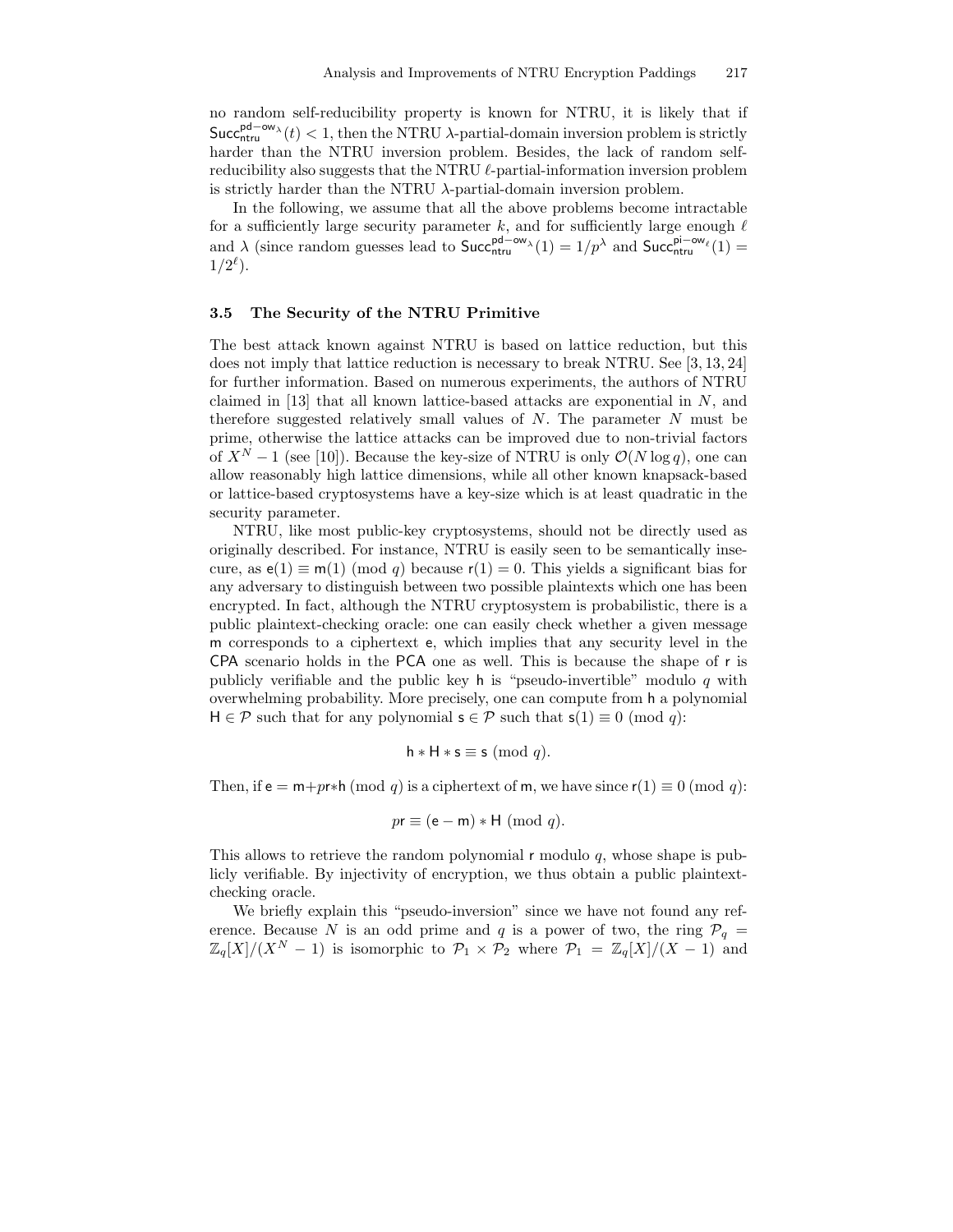no random self-reducibility property is known for NTRU, it is likely that if $\mathsf{Succ}_{\mathsf{ntru}}^{\mathsf{pd-ow}_\lambda}(t) < 1$, then the NTRU $\lambda$-partial-domain inversion problem is strictly harder than the NTRU inversion problem. Besides, the lack of random self-reducibility also suggests that the NTRU $\ell$-partial-information inversion problem is strictly harder than the NTRU $\lambda$-partial-domain inversion problem.

In the following, we assume that all the above problems become intractable for a sufficiently large security parameter $k$, and for sufficiently large enough $\ell$ and $\lambda$ (since random guesses lead to $\mathsf{Succ}_{\mathsf{ntru}}^{\mathsf{pd-ow}_\lambda}(1) = 1/p^\lambda$ and $\mathsf{Succ}_{\mathsf{ntru}}^{\mathsf{pi-ow}_\ell}(1) = 1/2^\ell$).

### 3.5 The Security of the NTRU Primitive

The best attack known against NTRU is based on lattice reduction, but this does not imply that lattice reduction is necessary to break NTRU. See [3, 13, 24] for further information. Based on numerous experiments, the authors of NTRU claimed in [13] that all known lattice-based attacks are exponential in $N$, and therefore suggested relatively small values of $N$. The parameter $N$ must be prime, otherwise the lattice attacks can be improved due to non-trivial factors of $X^N - 1$ (see [10]). Because the key-size of NTRU is only $\mathcal{O}(N \log q)$, one can allow reasonably high lattice dimensions, while all other known knapsack-based or lattice-based cryptosystems have a key-size which is at least quadratic in the security parameter.

NTRU, like most public-key cryptosystems, should not be directly used as originally described. For instance, NTRU is easily seen to be semantically insecure, as $\mathsf{e}(1) \equiv \mathsf{m}(1) \pmod{q}$ because $\mathsf{r}(1) = 0$. This yields a significant bias for any adversary to distinguish between two possible plaintexts which one has been encrypted. In fact, although the NTRU cryptosystem is probabilistic, there is a public plaintext-checking oracle: one can easily check whether a given message $\mathsf{m}$ corresponds to a ciphertext $\mathsf{e}$, which implies that any security level in the CPA scenario holds in the PCA one as well. This is because the shape of $\mathsf{r}$ is publicly verifiable and the public key $\mathsf{h}$ is "pseudo-invertible" modulo $q$ with overwhelming probability. More precisely, one can compute from $\mathsf{h}$ a polynomial $\mathsf{H} \in \mathcal{P}$ such that for any polynomial $\mathsf{s} \in \mathcal{P}$ such that $\mathsf{s}(1) \equiv 0 \pmod{q}$:

$$\mathsf{h} * \mathsf{H} * \mathsf{s} \equiv \mathsf{s} \pmod{q}.$$

Then, if $\mathsf{e} = \mathsf{m} + p\mathsf{r} * \mathsf{h} \pmod{q}$ is a ciphertext of $\mathsf{m}$, we have since $\mathsf{r}(1) \equiv 0 \pmod{q}$:

$$p\mathsf{r} \equiv (\mathsf{e} - \mathsf{m}) * \mathsf{H} \pmod{q}.$$

This allows to retrieve the random polynomial $\mathsf{r}$ modulo $q$, whose shape is publicly verifiable. By injectivity of encryption, we thus obtain a public plaintext-checking oracle.

We briefly explain this "pseudo-inversion" since we have not found any reference. Because $N$ is an odd prime and $q$ is a power of two, the ring $\mathcal{P}_q = \mathbb{Z}_q[X]/(X^N - 1)$ is isomorphic to $\mathcal{P}_1 \times \mathcal{P}_2$ where $\mathcal{P}_1 = \mathbb{Z}_q[X]/(X - 1)$ and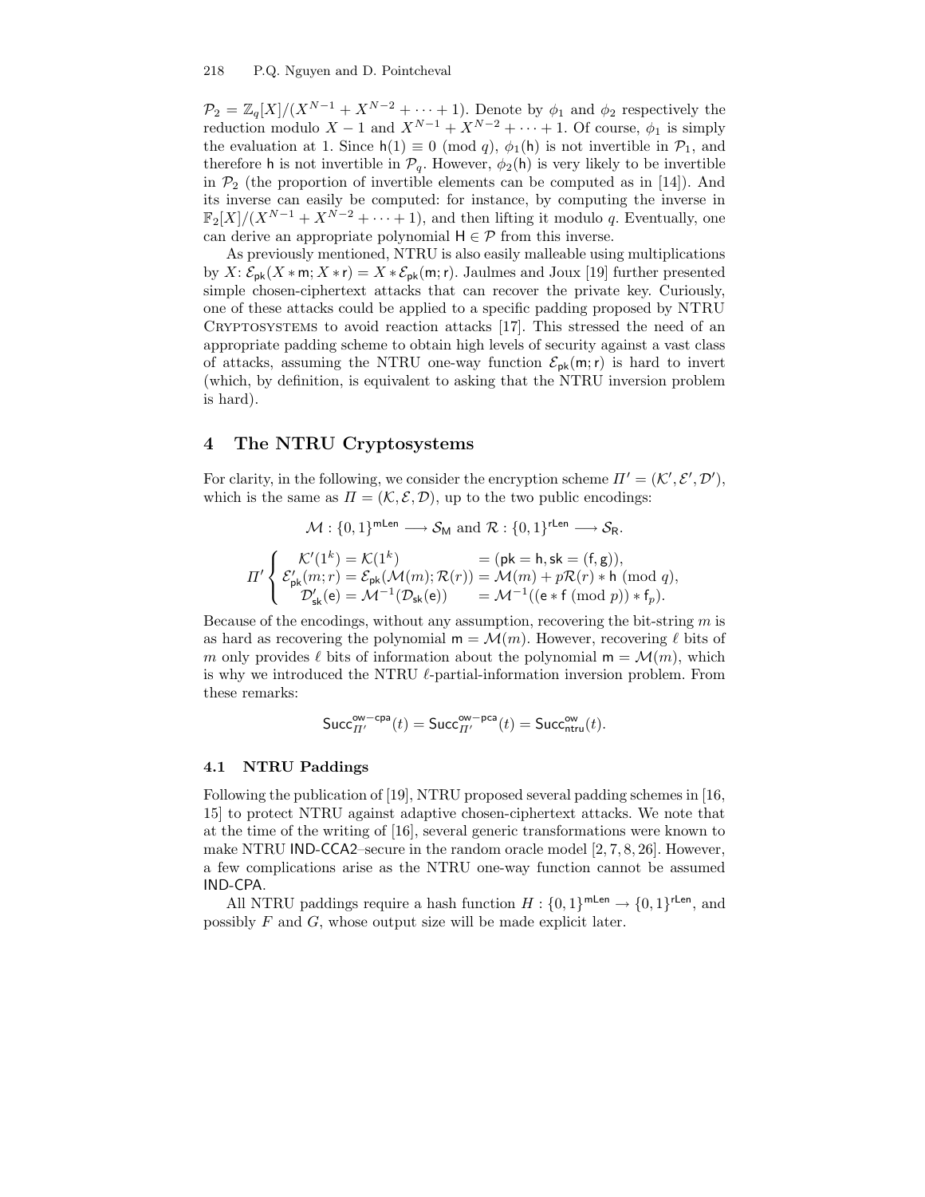$\mathcal{P}_2 = \mathbb{Z}_q[X]/(X^{N-1} + X^{N-2} + \cdots + 1)$. Denote by $\phi_1$ and $\phi_2$ respectively the reduction modulo $X - 1$ and $X^{N-1} + X^{N-2} + \cdots + 1$. Of course, $\phi_1$ is simply the evaluation at 1. Since $\mathsf{h}(1) \equiv 0 \pmod q$, $\phi_1(\mathsf{h})$ is not invertible in $\mathcal{P}_1$, and therefore $\mathsf{h}$ is not invertible in $\mathcal{P}_q$. However, $\phi_2(\mathsf{h})$ is very likely to be invertible in $\mathcal{P}_2$ (the proportion of invertible elements can be computed as in [14]). And its inverse can easily be computed: for instance, by computing the inverse in $\mathbb{F}_2[X]/(X^{N-1} + X^{N-2} + \cdots + 1)$, and then lifting it modulo $q$. Eventually, one can derive an appropriate polynomial $\mathsf{H} \in \mathcal{P}$ from this inverse.

As previously mentioned, NTRU is also easily malleable using multiplications by $X$: $\mathcal{E}_{\mathsf{pk}}(X * \mathsf{m}; X * \mathsf{r}) = X * \mathcal{E}_{\mathsf{pk}}(\mathsf{m}; \mathsf{r})$. Jaulmes and Joux [19] further presented simple chosen-ciphertext attacks that can recover the private key. Curiously, one of these attacks could be applied to a specific padding proposed by NTRU Cryptosystems to avoid reaction attacks [17]. This stressed the need of an appropriate padding scheme to obtain high levels of security against a vast class of attacks, assuming the NTRU one-way function $\mathcal{E}_{\mathsf{pk}}(\mathsf{m}; \mathsf{r})$ is hard to invert (which, by definition, is equivalent to asking that the NTRU inversion problem is hard).

## 4 The NTRU Cryptosystems

For clarity, in the following, we consider the encryption scheme $\Pi' = (\mathcal{K}', \mathcal{E}', \mathcal{D}')$, which is the same as $\Pi = (\mathcal{K}, \mathcal{E}, \mathcal{D})$, up to the two public encodings:

$$\mathcal{M} : \{0,1\}^{\mathsf{mLen}} \longrightarrow \mathcal{S}_{\mathsf{M}} \text{ and } \mathcal{R} : \{0,1\}^{\mathsf{rLen}} \longrightarrow \mathcal{S}_{\mathsf{R}}.$$

$$\Pi' \begin{cases} \mathcal{K}'(1^k) = \mathcal{K}(1^k) & = (\mathsf{pk} = \mathsf{h}, \mathsf{sk} = (\mathsf{f}, \mathsf{g})), \\ \mathcal{E}'_{\mathsf{pk}}(m; r) = \mathcal{E}_{\mathsf{pk}}(\mathcal{M}(m); \mathcal{R}(r)) & = \mathcal{M}(m) + p\mathcal{R}(r) * \mathsf{h} \pmod q, \\ \mathcal{D}'_{\mathsf{sk}}(\mathsf{e}) = \mathcal{M}^{-1}(\mathcal{D}_{\mathsf{sk}}(\mathsf{e})) & = \mathcal{M}^{-1}((\mathsf{e} * \mathsf{f} \pmod p) * \mathsf{f}_p). \end{cases}$$

Because of the encodings, without any assumption, recovering the bit-string $m$ is as hard as recovering the polynomial $\mathsf{m} = \mathcal{M}(m)$. However, recovering $\ell$ bits of $m$ only provides $\ell$ bits of information about the polynomial $\mathsf{m} = \mathcal{M}(m)$, which is why we introduced the NTRU $\ell$-partial-information inversion problem. From these remarks:

$$\mathsf{Succ}^{\mathsf{ow-cpa}}_{\Pi'}(t) = \mathsf{Succ}^{\mathsf{ow-pca}}_{\Pi'}(t) = \mathsf{Succ}^{\mathsf{ow}}_{\mathsf{ntru}}(t).$$

### 4.1 NTRU Paddings

Following the publication of [19], NTRU proposed several padding schemes in [16, 15] to protect NTRU against adaptive chosen-ciphertext attacks. We note that at the time of the writing of [16], several generic transformations were known to make NTRU IND-CCA2–secure in the random oracle model [2, 7, 8, 26]. However, a few complications arise as the NTRU one-way function cannot be assumed IND-CPA.

All NTRU paddings require a hash function $H : \{0,1\}^{\mathsf{mLen}} \to \{0,1\}^{\mathsf{rLen}}$, and possibly $F$ and $G$, whose output size will be made explicit later.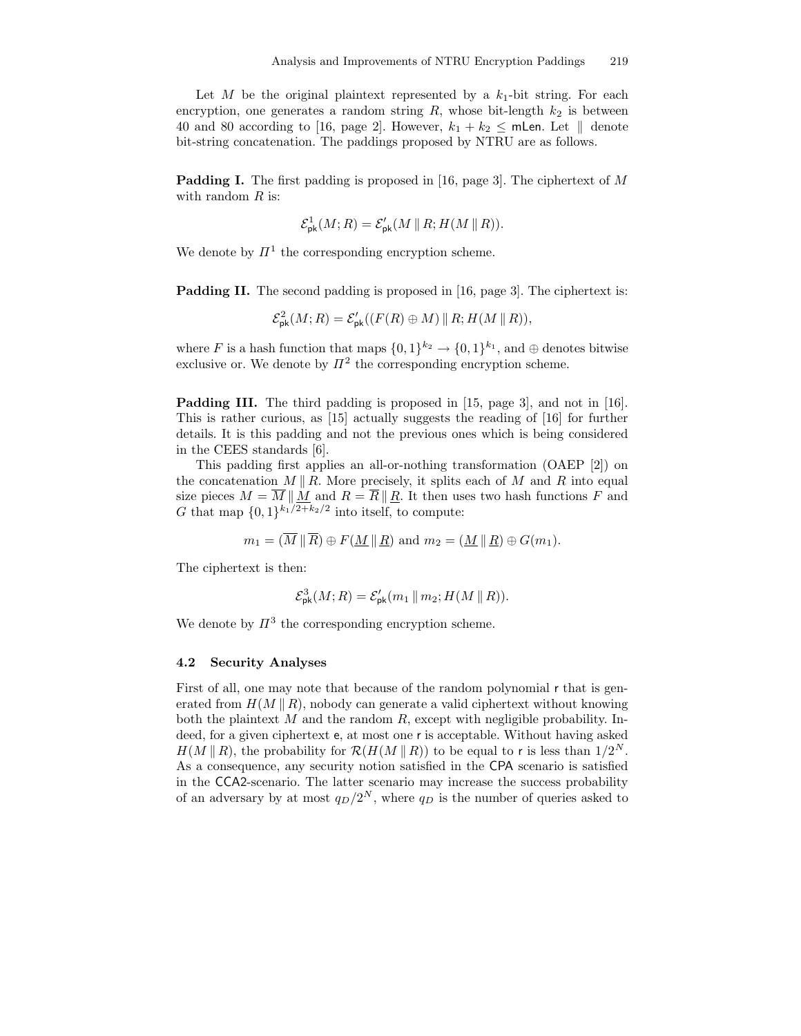Let $M$ be the original plaintext represented by a $k_1$-bit string. For each encryption, one generates a random string $R$, whose bit-length $k_2$ is between 40 and 80 according to [16, page 2]. However, $k_1 + k_2 \leq \mathsf{mLen}$. Let $\|$ denote bit-string concatenation. The paddings proposed by NTRU are as follows.

**Padding I.** The first padding is proposed in [16, page 3]. The ciphertext of $M$ with random $R$ is:

$$\mathcal{E}^1_{\mathsf{pk}}(M; R) = \mathcal{E}'_{\mathsf{pk}}(M \,\|\, R; H(M \,\|\, R)).$$

We denote by $\Pi^1$ the corresponding encryption scheme.

**Padding II.** The second padding is proposed in [16, page 3]. The ciphertext is:

$$\mathcal{E}^2_{\mathsf{pk}}(M; R) = \mathcal{E}'_{\mathsf{pk}}((F(R) \oplus M) \,\|\, R; H(M \,\|\, R)),$$

where $F$ is a hash function that maps $\{0,1\}^{k_2} \to \{0,1\}^{k_1}$, and $\oplus$ denotes bitwise exclusive or. We denote by $\Pi^2$ the corresponding encryption scheme.

**Padding III.** The third padding is proposed in [15, page 3], and not in [16]. This is rather curious, as [15] actually suggests the reading of [16] for further details. It is this padding and not the previous ones which is being considered in the CEES standards [6].

This padding first applies an all-or-nothing transformation (OAEP [2]) on the concatenation $M \,\|\, R$. More precisely, it splits each of $M$ and $R$ into equal size pieces $M = \overline{M} \,\|\, \underline{M}$ and $R = \overline{R} \,\|\, \underline{R}$. It then uses two hash functions $F$ and $G$ that map $\{0,1\}^{k_1/2 + k_2/2}$ into itself, to compute:

$$m_1 = (\overline{M} \,\|\, \overline{R}) \oplus F(\underline{M} \,\|\, \underline{R}) \text{ and } m_2 = (\underline{M} \,\|\, \underline{R}) \oplus G(m_1).$$

The ciphertext is then:

$$\mathcal{E}^3_{\mathsf{pk}}(M; R) = \mathcal{E}'_{\mathsf{pk}}(m_1 \,\|\, m_2; H(M \,\|\, R)).$$

We denote by $\Pi^3$ the corresponding encryption scheme.

### 4.2 Security Analyses

First of all, one may note that because of the random polynomial $\mathsf{r}$ that is generated from $H(M \,\|\, R)$, nobody can generate a valid ciphertext without knowing both the plaintext $M$ and the random $R$, except with negligible probability. Indeed, for a given ciphertext $\mathsf{e}$, at most one $\mathsf{r}$ is acceptable. Without having asked $H(M \,\|\, R)$, the probability for $\mathcal{R}(H(M \,\|\, R))$ to be equal to $\mathsf{r}$ is less than $1/2^N$. As a consequence, any security notion satisfied in the CPA scenario is satisfied in the CCA2-scenario. The latter scenario may increase the success probability of an adversary by at most $q_D/2^N$, where $q_D$ is the number of queries asked to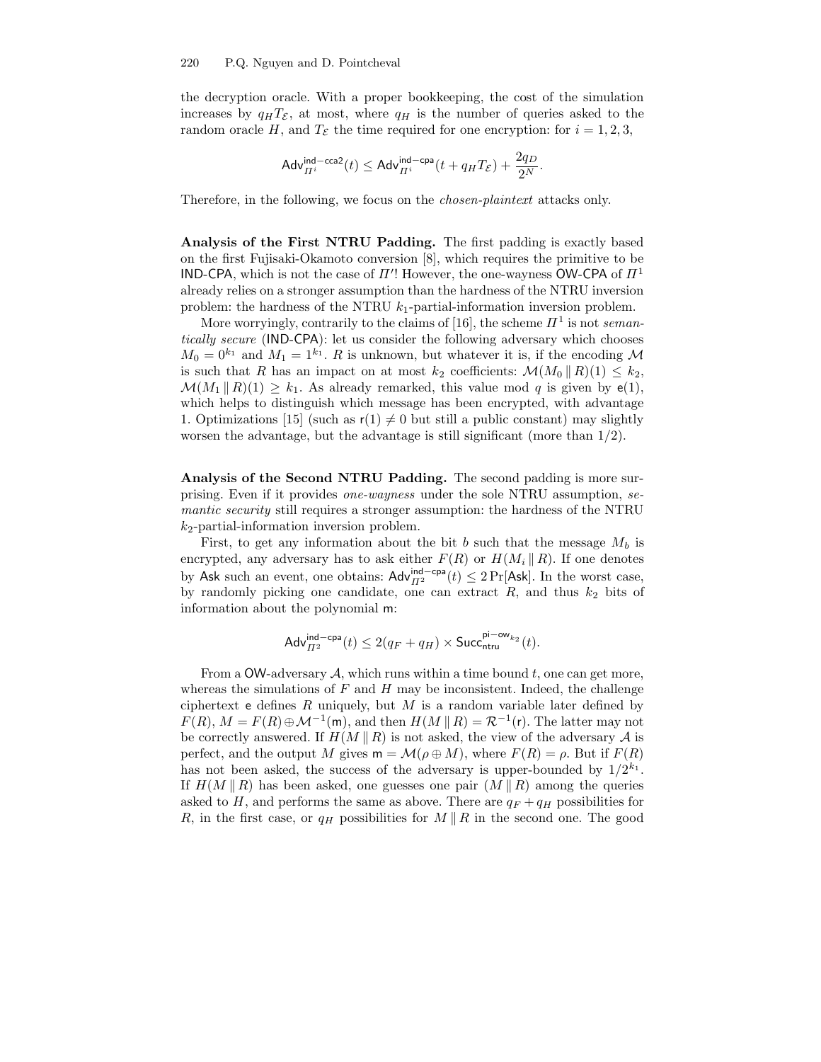the decryption oracle. With a proper bookkeeping, the cost of the simulation increases by $q_H T_{\mathcal{E}}$, at most, where $q_H$ is the number of queries asked to the random oracle $H$, and $T_{\mathcal{E}}$ the time required for one encryption: for $i = 1, 2, 3$,

$$\mathsf{Adv}^{\mathsf{ind-cca2}}_{\Pi^i}(t) \leq \mathsf{Adv}^{\mathsf{ind-cpa}}_{\Pi^i}(t + q_H T_{\mathcal{E}}) + \frac{2q_D}{2^N}.$$

Therefore, in the following, we focus on the *chosen-plaintext* attacks only.

**Analysis of the First NTRU Padding.** The first padding is exactly based on the first Fujisaki-Okamoto conversion [8], which requires the primitive to be IND-CPA, which is not the case of $\Pi'$! However, the one-wayness OW-CPA of $\Pi^1$ already relies on a stronger assumption than the hardness of the NTRU inversion problem: the hardness of the NTRU $k_1$-partial-information inversion problem.

More worryingly, contrarily to the claims of [16], the scheme $\Pi^1$ is not *semantically secure* (IND-CPA): let us consider the following adversary which chooses $M_0 = 0^{k_1}$ and $M_1 = 1^{k_1}$. $R$ is unknown, but whatever it is, if the encoding $\mathcal{M}$ is such that $R$ has an impact on at most $k_2$ coefficients: $\mathcal{M}(M_0 \,\|\, R)(1) \leq k_2$, $\mathcal{M}(M_1 \,\|\, R)(1) \geq k_1$. As already remarked, this value mod $q$ is given by $\mathsf{e}(1)$, which helps to distinguish which message has been encrypted, with advantage 1. Optimizations [15] (such as $\mathsf{r}(1) \neq 0$ but still a public constant) may slightly worsen the advantage, but the advantage is still significant (more than $1/2$).

**Analysis of the Second NTRU Padding.** The second padding is more surprising. Even if it provides *one-wayness* under the sole NTRU assumption, *semantic security* still requires a stronger assumption: the hardness of the NTRU $k_2$-partial-information inversion problem.

First, to get any information about the bit $b$ such that the message $M_b$ is encrypted, any adversary has to ask either $F(R)$ or $H(M_i \,\|\, R)$. If one denotes by $\mathsf{Ask}$ such an event, one obtains: $\mathsf{Adv}^{\mathsf{ind-cpa}}_{\Pi^2}(t) \leq 2\Pr[\mathsf{Ask}]$. In the worst case, by randomly picking one candidate, one can extract $R$, and thus $k_2$ bits of information about the polynomial $\mathsf{m}$:

$$\mathsf{Adv}^{\mathsf{ind-cpa}}_{\Pi^2}(t) \leq 2(q_F + q_H) \times \mathsf{Succ}^{\mathsf{pi-ow}_{k_2}}_{\mathsf{ntru}}(t).$$

From a OW-adversary $\mathcal{A}$, which runs within a time bound $t$, one can get more, whereas the simulations of $F$ and $H$ may be inconsistent. Indeed, the challenge ciphertext $\mathsf{e}$ defines $R$ uniquely, but $M$ is a random variable later defined by $F(R)$, $M = F(R) \oplus \mathcal{M}^{-1}(\mathsf{m})$, and then $H(M \,\|\, R) = \mathcal{R}^{-1}(\mathsf{r})$. The latter may not be correctly answered. If $H(M \,\|\, R)$ is not asked, the view of the adversary $\mathcal{A}$ is perfect, and the output $M$ gives $\mathsf{m} = \mathcal{M}(\rho \oplus M)$, where $F(R) = \rho$. But if $F(R)$ has not been asked, the success of the adversary is upper-bounded by $1/2^{k_1}$. If $H(M \,\|\, R)$ has been asked, one guesses one pair $(M \,\|\, R)$ among the queries asked to $H$, and performs the same as above. There are $q_F + q_H$ possibilities for $R$, in the first case, or $q_H$ possibilities for $M \,\|\, R$ in the second one. The good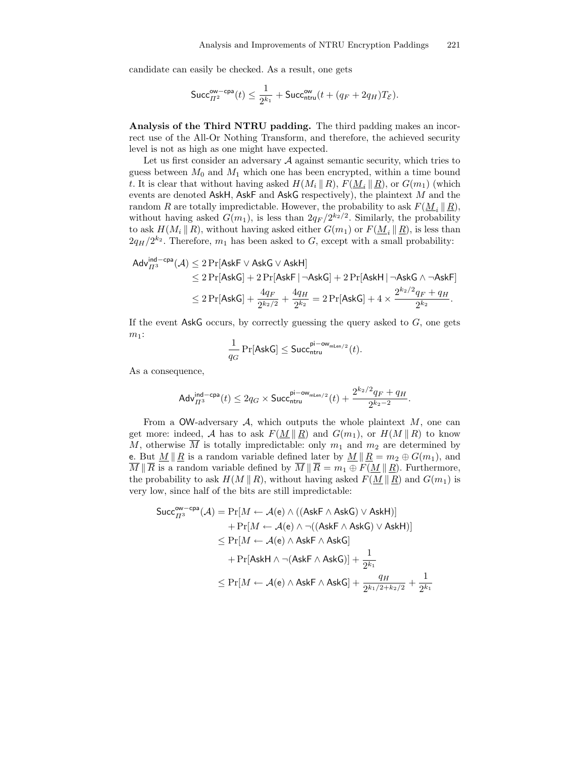candidate can easily be checked. As a result, one gets

$$\mathsf{Succ}^{\mathsf{ow-cpa}}_{\Pi^2}(t) \leq \frac{1}{2^{k_1}} + \mathsf{Succ}^{\mathsf{ow}}_{\mathsf{ntru}}(t + (q_F + 2q_H)T_{\mathcal{E}}).$$

**Analysis of the Third NTRU padding.** The third padding makes an incorrect use of the All-Or Nothing Transform, and therefore, the achieved security level is not as high as one might have expected.

Let us first consider an adversary $\mathcal{A}$ against semantic security, which tries to guess between $M_0$ and $M_1$ which one has been encrypted, within a time bound $t$. It is clear that without having asked $H(M_i \,\|\, R)$, $F(\underline{M}_i \,\|\, \underline{R})$, or $G(m_1)$ (which events are denoted $\mathsf{AskH}$, $\mathsf{AskF}$ and $\mathsf{AskG}$ respectively), the plaintext $M$ and the random $R$ are totally impredictable. However, the probability to ask $F(\underline{M}_i \,\|\, \underline{R})$, without having asked $G(m_1)$, is less than $2q_F/2^{k_2/2}$. Similarly, the probability to ask $H(M_i \,\|\, R)$, without having asked either $G(m_1)$ or $F(\underline{M}_i \,\|\, \underline{R})$, is less than $2q_H/2^{k_2}$. Therefore, $m_1$ has been asked to $G$, except with a small probability:

$$\begin{aligned}
\mathsf{Adv}^{\mathsf{ind-cpa}}_{\Pi^3}(\mathcal{A}) &\leq 2\Pr[\mathsf{AskF} \vee \mathsf{AskG} \vee \mathsf{AskH}] \\
&\leq 2\Pr[\mathsf{AskG}] + 2\Pr[\mathsf{AskF} \mid \neg\mathsf{AskG}] + 2\Pr[\mathsf{AskH} \mid \neg\mathsf{AskG} \wedge \neg\mathsf{AskF}] \\
&\leq 2\Pr[\mathsf{AskG}] + \frac{4q_F}{2^{k_2/2}} + \frac{4q_H}{2^{k_2}} = 2\Pr[\mathsf{AskG}] + 4 \times \frac{2^{k_2/2}q_F + q_H}{2^{k_2}}.
\end{aligned}$$

If the event $\mathsf{AskG}$ occurs, by correctly guessing the query asked to $G$, one gets $m_1$:

$$\frac{1}{q_G}\Pr[\mathsf{AskG}] \leq \mathsf{Succ}^{\mathsf{pi-ow}_{\mathsf{mLen}/2}}_{\mathsf{ntru}}(t).$$

As a consequence,

$$\mathsf{Adv}^{\mathsf{ind-cpa}}_{\Pi^3}(t) \leq 2q_G \times \mathsf{Succ}^{\mathsf{pi-ow}_{\mathsf{mLen}/2}}_{\mathsf{ntru}}(t) + \frac{2^{k_2/2}q_F + q_H}{2^{k_2-2}}.$$

From a $\mathsf{OW}$-adversary $\mathcal{A}$, which outputs the whole plaintext $M$, one can get more: indeed, $\mathcal{A}$ has to ask $F(\underline{M} \,\|\, \underline{R})$ and $G(m_1)$, or $H(M \,\|\, R)$ to know $M$, otherwise $\overline{M}$ is totally impredictable: only $m_1$ and $m_2$ are determined by $\mathsf{e}$. But $\underline{M} \,\|\, \underline{R}$ is a random variable defined later by $\underline{M} \,\|\, \underline{R} = m_2 \oplus G(m_1)$, and $\overline{M} \,\|\, \overline{R}$ is a random variable defined by $\overline{M} \,\|\, \overline{R} = m_1 \oplus F(\underline{M} \,\|\, \underline{R})$. Furthermore, the probability to ask $H(M \,\|\, R)$, without having asked $F(\underline{M} \,\|\, \underline{R})$ and $G(m_1)$ is very low, since half of the bits are still impredictable:

$$\begin{aligned}
\mathsf{Succ}^{\mathsf{ow-cpa}}_{\Pi^3}(\mathcal{A}) &= \Pr[M \leftarrow \mathcal{A}(\mathsf{e}) \wedge ((\mathsf{AskF} \wedge \mathsf{AskG}) \vee \mathsf{AskH})] \\
&\quad + \Pr[M \leftarrow \mathcal{A}(\mathsf{e}) \wedge \neg((\mathsf{AskF} \wedge \mathsf{AskG}) \vee \mathsf{AskH})] \\
&\leq \Pr[M \leftarrow \mathcal{A}(\mathsf{e}) \wedge \mathsf{AskF} \wedge \mathsf{AskG}] \\
&\quad + \Pr[\mathsf{AskH} \wedge \neg(\mathsf{AskF} \wedge \mathsf{AskG})] + \frac{1}{2^{k_1}} \\
&\leq \Pr[M \leftarrow \mathcal{A}(\mathsf{e}) \wedge \mathsf{AskF} \wedge \mathsf{AskG}] + \frac{q_H}{2^{k_1/2 + k_2/2}} + \frac{1}{2^{k_1}}
\end{aligned}$$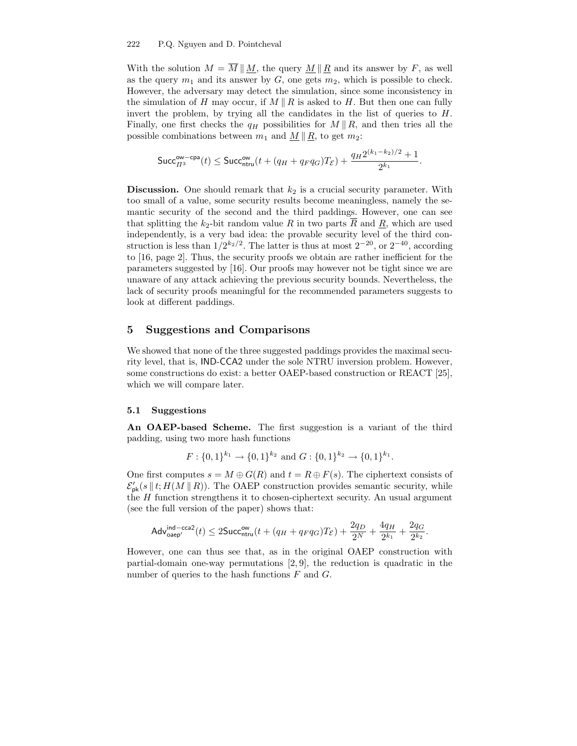With the solution $M = \overline{M} \,\|\, \underline{M}$, the query $\underline{M} \,\|\, \underline{R}$ and its answer by $F$, as well as the query $m_1$ and its answer by $G$, one gets $m_2$, which is possible to check. However, the adversary may detect the simulation, since some inconsistency in the simulation of $H$ may occur, if $M \,\|\, R$ is asked to $H$. But then one can fully invert the problem, by trying all the candidates in the list of queries to $H$. Finally, one first checks the $q_H$ possibilities for $M \,\|\, R$, and then tries all the possible combinations between $m_1$ and $\underline{M} \,\|\, \underline{R}$, to get $m_2$:

$$\mathsf{Succ}^{\mathsf{ow-cpa}}_{\Pi^3}(t) \leq \mathsf{Succ}^{\mathsf{ow}}_{\mathsf{ntru}}(t + (q_H + q_F q_G)T_{\mathcal{E}}) + \frac{q_H 2^{(k_1-k_2)/2} + 1}{2^{k_1}}.$$

**Discussion.** One should remark that $k_2$ is a crucial security parameter. With too small of a value, some security results become meaningless, namely the semantic security of the second and the third paddings. However, one can see that splitting the $k_2$-bit random value $R$ in two parts $\overline{R}$ and $\underline{R}$, which are used independently, is a very bad idea: the provable security level of the third construction is less than $1/2^{k_2/2}$. The latter is thus at most $2^{-20}$, or $2^{-40}$, according to [16, page 2]. Thus, the security proofs we obtain are rather inefficient for the parameters suggested by [16]. Our proofs may however not be tight since we are unaware of any attack achieving the previous security bounds. Nevertheless, the lack of security proofs meaningful for the recommended parameters suggests to look at different paddings.

## 5 Suggestions and Comparisons

We showed that none of the three suggested paddings provides the maximal security level, that is, IND-CCA2 under the sole NTRU inversion problem. However, some constructions do exist: a better OAEP-based construction or REACT [25], which we will compare later.

### 5.1 Suggestions

**An OAEP-based Scheme.** The first suggestion is a variant of the third padding, using two more hash functions

$$F : \{0,1\}^{k_1} \to \{0,1\}^{k_2} \text{ and } G : \{0,1\}^{k_2} \to \{0,1\}^{k_1}.$$

One first computes $s = M \oplus G(R)$ and $t = R \oplus F(s)$. The ciphertext consists of $\mathcal{E}'_{\mathsf{pk}}(s \,\|\, t; H(M \,\|\, R))$. The OAEP construction provides semantic security, while the $H$ function strengthens it to chosen-ciphertext security. An usual argument (see the full version of the paper) shows that:

$$\mathsf{Adv}^{\mathsf{ind-cca2}}_{\mathsf{oaep}'}(t) \leq 2\mathsf{Succ}^{\mathsf{ow}}_{\mathsf{ntru}}(t + (q_H + q_F q_G)T_{\mathcal{E}}) + \frac{2q_D}{2^N} + \frac{4q_H}{2^{k_1}} + \frac{2q_G}{2^{k_2}}.$$

However, one can thus see that, as in the original OAEP construction with partial-domain one-way permutations [2, 9], the reduction is quadratic in the number of queries to the hash functions $F$ and $G$.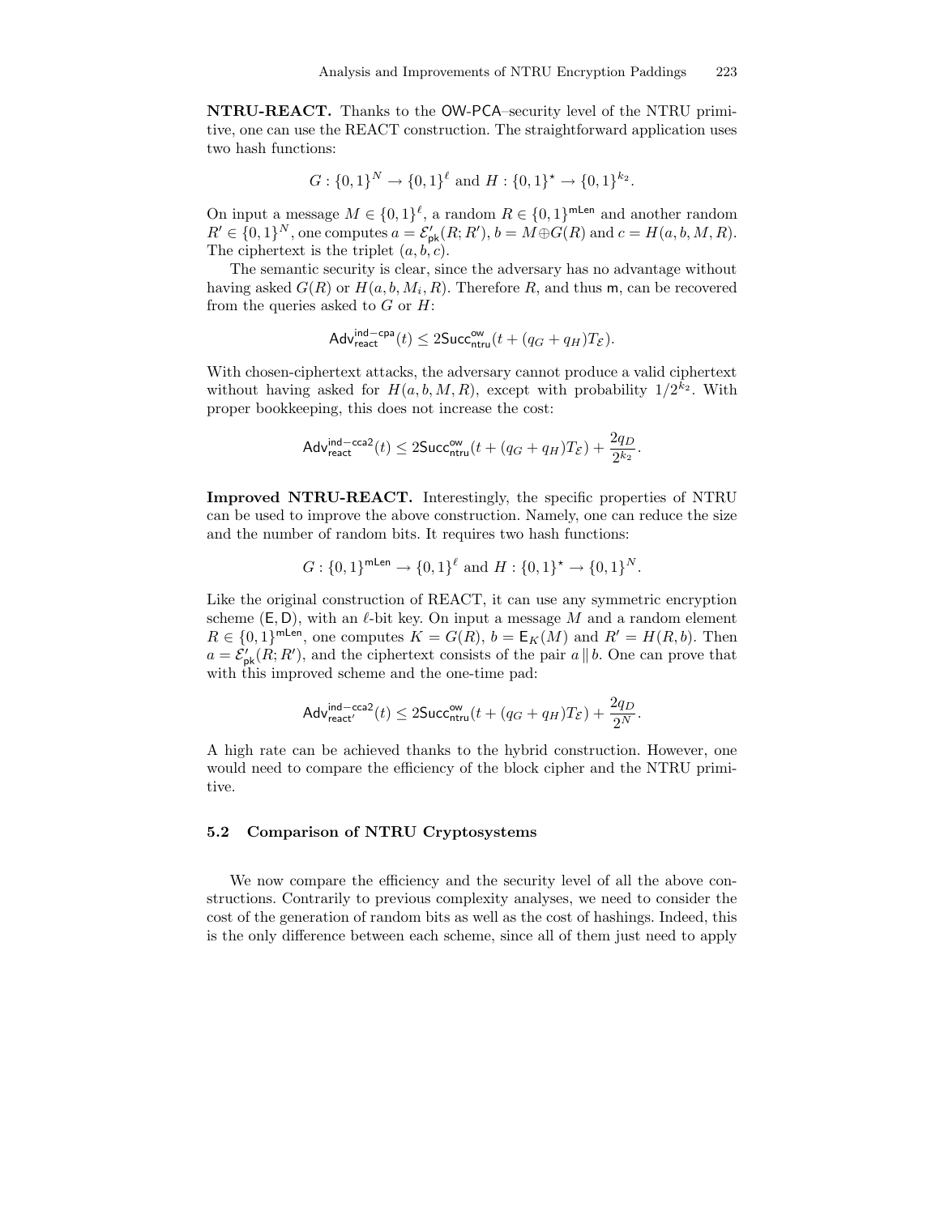**NTRU-REACT.** Thanks to the OW-PCA–security level of the NTRU primitive, one can use the REACT construction. The straightforward application uses two hash functions:

$$G : \{0,1\}^N \to \{0,1\}^\ell \text{ and } H : \{0,1\}^\star \to \{0,1\}^{k_2}.$$

On input a message $M \in \{0,1\}^\ell$, a random $R \in \{0,1\}^{\mathsf{mLen}}$ and another random $R' \in \{0,1\}^N$, one computes $a = \mathcal{E}'_{\mathsf{pk}}(R; R')$, $b = M \oplus G(R)$ and $c = H(a, b, M, R)$. The ciphertext is the triplet $(a, b, c)$.

The semantic security is clear, since the adversary has no advantage without having asked $G(R)$ or $H(a, b, M_i, R)$. Therefore $R$, and thus $\mathsf{m}$, can be recovered from the queries asked to $G$ or $H$:

$$\mathsf{Adv}^{\mathsf{ind-cpa}}_{\mathsf{react}}(t) \leq 2\mathsf{Succ}^{\mathsf{ow}}_{\mathsf{ntru}}(t + (q_G + q_H)T_{\mathcal{E}}).$$

With chosen-ciphertext attacks, the adversary cannot produce a valid ciphertext without having asked for $H(a, b, M, R)$, except with probability $1/2^{k_2}$. With proper bookkeeping, this does not increase the cost:

$$\mathsf{Adv}^{\mathsf{ind-cca2}}_{\mathsf{react}}(t) \leq 2\mathsf{Succ}^{\mathsf{ow}}_{\mathsf{ntru}}(t + (q_G + q_H)T_{\mathcal{E}}) + \frac{2q_D}{2^{k_2}}.$$

**Improved NTRU-REACT.** Interestingly, the specific properties of NTRU can be used to improve the above construction. Namely, one can reduce the size and the number of random bits. It requires two hash functions:

$$G : \{0,1\}^{\mathsf{mLen}} \to \{0,1\}^\ell \text{ and } H : \{0,1\}^\star \to \{0,1\}^N.$$

Like the original construction of REACT, it can use any symmetric encryption scheme $(\mathsf{E}, \mathsf{D})$, with an $\ell$-bit key. On input a message $M$ and a random element $R \in \{0,1\}^{\mathsf{mLen}}$, one computes $K = G(R)$, $b = \mathsf{E}_K(M)$ and $R' = H(R, b)$. Then $a = \mathcal{E}'_{\mathsf{pk}}(R; R')$, and the ciphertext consists of the pair $a \,\|\, b$. One can prove that with this improved scheme and the one-time pad:

$$\mathsf{Adv}^{\mathsf{ind-cca2}}_{\mathsf{react}'}(t) \leq 2\mathsf{Succ}^{\mathsf{ow}}_{\mathsf{ntru}}(t + (q_G + q_H)T_{\mathcal{E}}) + \frac{2q_D}{2^N}.$$

A high rate can be achieved thanks to the hybrid construction. However, one would need to compare the efficiency of the block cipher and the NTRU primitive.

### 5.2 Comparison of NTRU Cryptosystems

We now compare the efficiency and the security level of all the above constructions. Contrarily to previous complexity analyses, we need to consider the cost of the generation of random bits as well as the cost of hashings. Indeed, this is the only difference between each scheme, since all of them just need to apply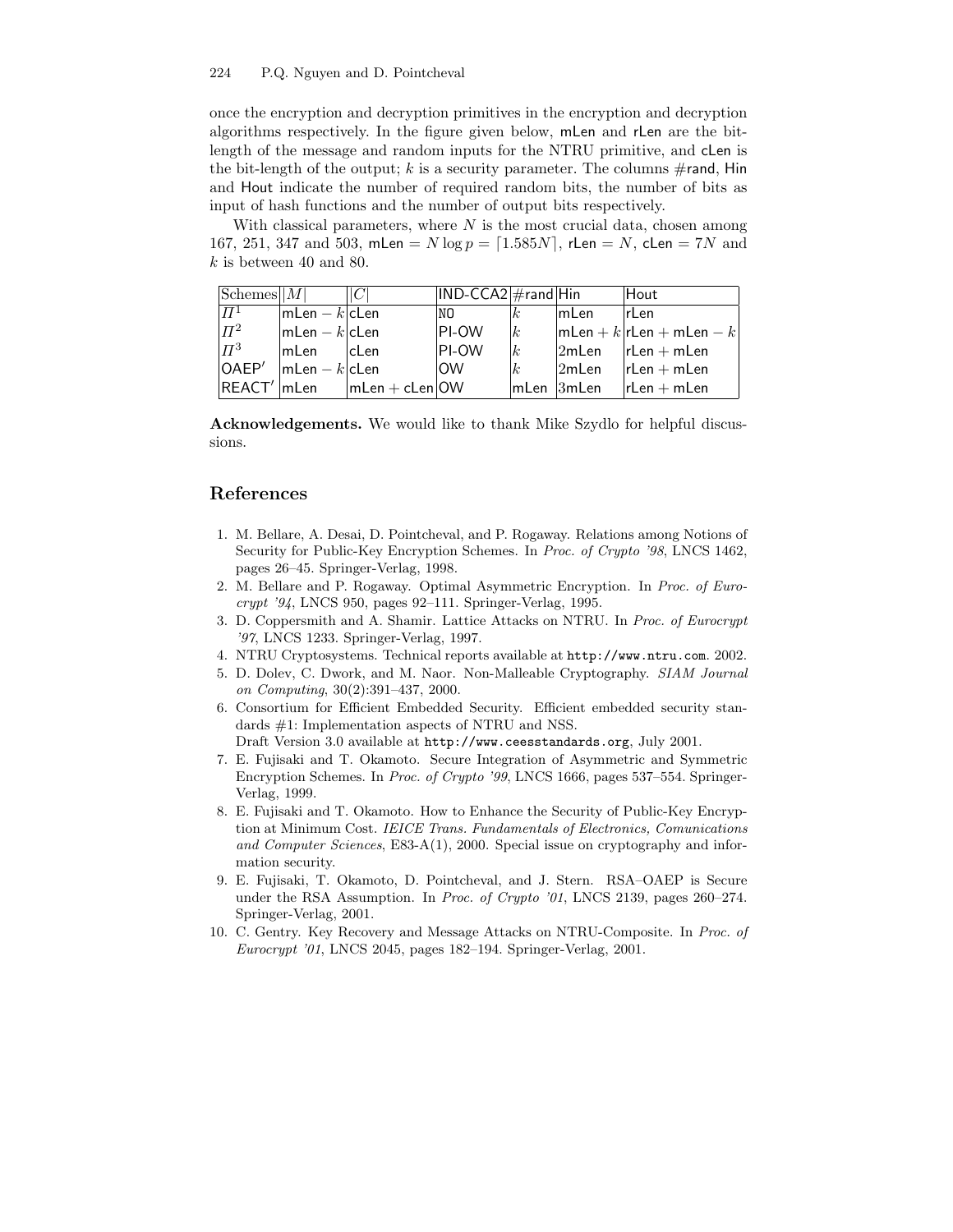once the encryption and decryption primitives in the encryption and decryption algorithms respectively. In the figure given below, mLen and rLen are the bit-length of the message and random inputs for the NTRU primitive, and cLen is the bit-length of the output; $k$ is a security parameter. The columns #rand, Hin and Hout indicate the number of required random bits, the number of bits as input of hash functions and the number of output bits respectively.

With classical parameters, where $N$ is the most crucial data, chosen among 167, 251, 347 and 503, $\mathsf{mLen} = N \log p = \lceil 1.585N \rceil$, $\mathsf{rLen} = N$, $\mathsf{cLen} = 7N$ and $k$ is between 40 and 80.

| Schemes | $\lvert M \rvert$ | $\lvert C \rvert$ | IND-CCA2 | #rand | Hin | Hout |
|---|---|---|---|---|---|---|
| $\Pi^1$ | $\mathsf{mLen} - k$ | cLen | NO | $k$ | mLen | rLen |
| $\Pi^2$ | $\mathsf{mLen} - k$ | cLen | PI-OW | $k$ | $\mathsf{mLen} + k$ | $\mathsf{rLen} + \mathsf{mLen} - k$ |
| $\Pi^3$ | mLen | cLen | PI-OW | $k$ | 2mLen | $\mathsf{rLen} + \mathsf{mLen}$ |
| OAEP′ | $\mathsf{mLen} - k$ | cLen | OW | $k$ | 2mLen | $\mathsf{rLen} + \mathsf{mLen}$ |
| REACT′ | mLen | $\mathsf{mLen} + \mathsf{cLen}$ | OW | mLen | 3mLen | $\mathsf{rLen} + \mathsf{mLen}$ |

**Acknowledgements.** We would like to thank Mike Szydlo for helpful discussions.

## References

1. M. Bellare, A. Desai, D. Pointcheval, and P. Rogaway. Relations among Notions of Security for Public-Key Encryption Schemes. In *Proc. of Crypto '98*, LNCS 1462, pages 26–45. Springer-Verlag, 1998.
2. M. Bellare and P. Rogaway. Optimal Asymmetric Encryption. In *Proc. of Eurocrypt '94*, LNCS 950, pages 92–111. Springer-Verlag, 1995.
3. D. Coppersmith and A. Shamir. Lattice Attacks on NTRU. In *Proc. of Eurocrypt '97*, LNCS 1233. Springer-Verlag, 1997.
4. NTRU Cryptosystems. Technical reports available at `http://www.ntru.com`. 2002.
5. D. Dolev, C. Dwork, and M. Naor. Non-Malleable Cryptography. *SIAM Journal on Computing*, 30(2):391–437, 2000.
6. Consortium for Efficient Embedded Security. Efficient embedded security standards #1: Implementation aspects of NTRU and NSS.
Draft Version 3.0 available at `http://www.ceesstandards.org`, July 2001.
7. E. Fujisaki and T. Okamoto. Secure Integration of Asymmetric and Symmetric Encryption Schemes. In *Proc. of Crypto '99*, LNCS 1666, pages 537–554. Springer-Verlag, 1999.
8. E. Fujisaki and T. Okamoto. How to Enhance the Security of Public-Key Encryption at Minimum Cost. *IEICE Trans. Fundamentals of Electronics, Comunications and Computer Sciences*, E83-A(1), 2000. Special issue on cryptography and information security.
9. E. Fujisaki, T. Okamoto, D. Pointcheval, and J. Stern. RSA–OAEP is Secure under the RSA Assumption. In *Proc. of Crypto '01*, LNCS 2139, pages 260–274. Springer-Verlag, 2001.
10. C. Gentry. Key Recovery and Message Attacks on NTRU-Composite. In *Proc. of Eurocrypt '01*, LNCS 2045, pages 182–194. Springer-Verlag, 2001.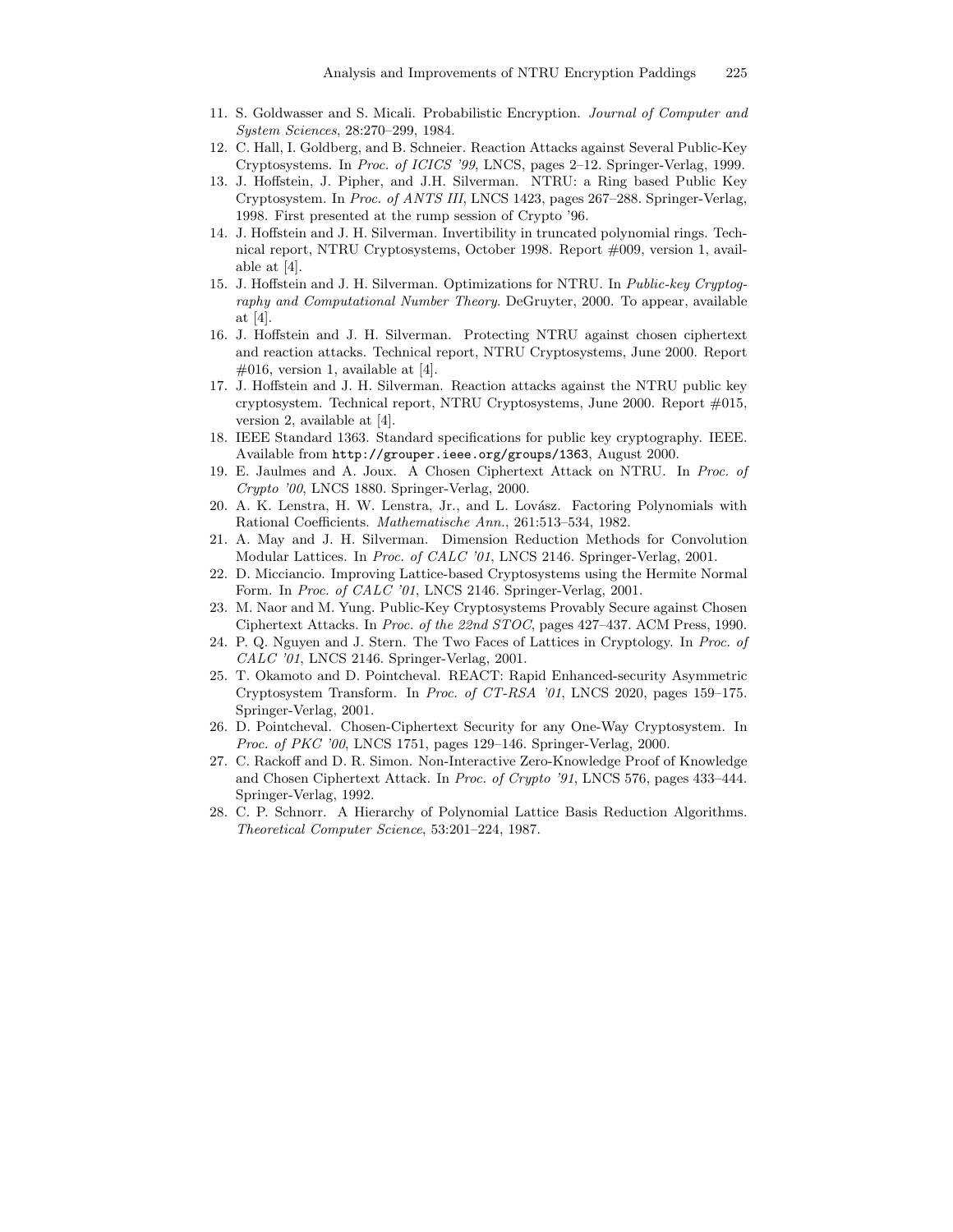11. S. Goldwasser and S. Micali. Probabilistic Encryption. *Journal of Computer and System Sciences*, 28:270–299, 1984.
12. C. Hall, I. Goldberg, and B. Schneier. Reaction Attacks against Several Public-Key Cryptosystems. In *Proc. of ICICS '99*, LNCS, pages 2–12. Springer-Verlag, 1999.
13. J. Hoffstein, J. Pipher, and J.H. Silverman. NTRU: a Ring based Public Key Cryptosystem. In *Proc. of ANTS III*, LNCS 1423, pages 267–288. Springer-Verlag, 1998. First presented at the rump session of Crypto '96.
14. J. Hoffstein and J. H. Silverman. Invertibility in truncated polynomial rings. Technical report, NTRU Cryptosystems, October 1998. Report #009, version 1, available at [4].
15. J. Hoffstein and J. H. Silverman. Optimizations for NTRU. In *Public-key Cryptography and Computational Number Theory*. DeGruyter, 2000. To appear, available at [4].
16. J. Hoffstein and J. H. Silverman. Protecting NTRU against chosen ciphertext and reaction attacks. Technical report, NTRU Cryptosystems, June 2000. Report #016, version 1, available at [4].
17. J. Hoffstein and J. H. Silverman. Reaction attacks against the NTRU public key cryptosystem. Technical report, NTRU Cryptosystems, June 2000. Report #015, version 2, available at [4].
18. IEEE Standard 1363. Standard specifications for public key cryptography. IEEE. Available from `http://grouper.ieee.org/groups/1363`, August 2000.
19. E. Jaulmes and A. Joux. A Chosen Ciphertext Attack on NTRU. In *Proc. of Crypto '00*, LNCS 1880. Springer-Verlag, 2000.
20. A. K. Lenstra, H. W. Lenstra, Jr., and L. Lovász. Factoring Polynomials with Rational Coefficients. *Mathematische Ann.*, 261:513–534, 1982.
21. A. May and J. H. Silverman. Dimension Reduction Methods for Convolution Modular Lattices. In *Proc. of CALC '01*, LNCS 2146. Springer-Verlag, 2001.
22. D. Micciancio. Improving Lattice-based Cryptosystems using the Hermite Normal Form. In *Proc. of CALC '01*, LNCS 2146. Springer-Verlag, 2001.
23. M. Naor and M. Yung. Public-Key Cryptosystems Provably Secure against Chosen Ciphertext Attacks. In *Proc. of the 22nd STOC*, pages 427–437. ACM Press, 1990.
24. P. Q. Nguyen and J. Stern. The Two Faces of Lattices in Cryptology. In *Proc. of CALC '01*, LNCS 2146. Springer-Verlag, 2001.
25. T. Okamoto and D. Pointcheval. REACT: Rapid Enhanced-security Asymmetric Cryptosystem Transform. In *Proc. of CT-RSA '01*, LNCS 2020, pages 159–175. Springer-Verlag, 2001.
26. D. Pointcheval. Chosen-Ciphertext Security for any One-Way Cryptosystem. In *Proc. of PKC '00*, LNCS 1751, pages 129–146. Springer-Verlag, 2000.
27. C. Rackoff and D. R. Simon. Non-Interactive Zero-Knowledge Proof of Knowledge and Chosen Ciphertext Attack. In *Proc. of Crypto '91*, LNCS 576, pages 433–444. Springer-Verlag, 1992.
28. C. P. Schnorr. A Hierarchy of Polynomial Lattice Basis Reduction Algorithms. *Theoretical Computer Science*, 53:201–224, 1987.